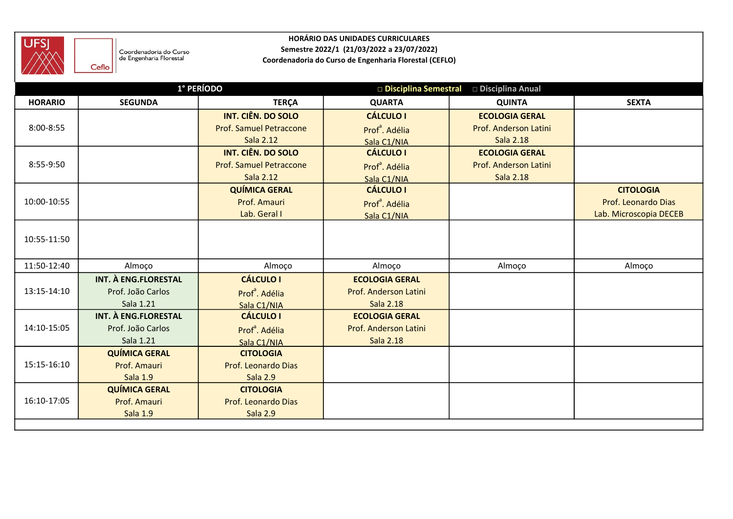UFSJ

Coordenadoria do Curso de Engenharia Florestal

Ceflo

**HORÁRIO DAS UNIDADES CURRICULARES**
**Semestre 2022/1 (21/03/2022 a 23/07/2022)**
**Coordenadoria do Curso de Engenharia Florestal (CEFLO)**

**1° PERÍODO** □ Disciplina Semestral □ Disciplina Anual

| HORARIO | SEGUNDA | TERÇA | QUARTA | QUINTA | SEXTA |
|---|---|---|---|---|---|
| 8:00-8:55 | | **INT. CIÊN. DO SOLO** Prof. Samuel Petraccone Sala 2.12 | **CÁLCULO I** Prof[a]. Adélia Sala C1/NIA | **ECOLOGIA GERAL** Prof. Anderson Latini Sala 2.18 | |
| 8:55-9:50 | | **INT. CIÊN. DO SOLO** Prof. Samuel Petraccone Sala 2.12 | **CÁLCULO I** Prof[a]. Adélia Sala C1/NIA | **ECOLOGIA GERAL** Prof. Anderson Latini Sala 2.18 | |
| 10:00-10:55 | | **QUÍMICA GERAL** Prof. Amauri Lab. Geral I | **CÁLCULO I** Prof[a]. Adélia Sala C1/NIA | | **CITOLOGIA** Prof. Leonardo Dias Lab. Microscopia DECEB |
| 10:55-11:50 | | | | | |
| 11:50-12:40 | Almoço | Almoço | Almoço | Almoço | Almoço |
| 13:15-14:10 | **INT. À ENG.FLORESTAL** Prof. João Carlos Sala 1.21 | **CÁLCULO I** Prof[a]. Adélia Sala C1/NIA | **ECOLOGIA GERAL** Prof. Anderson Latini Sala 2.18 | | |
| 14:10-15:05 | **INT. À ENG.FLORESTAL** Prof. João Carlos Sala 1.21 | **CÁLCULO I** Prof[a]. Adélia Sala C1/NIA | **ECOLOGIA GERAL** Prof. Anderson Latini Sala 2.18 | | |
| 15:15-16:10 | **QUÍMICA GERAL** Prof. Amauri Sala 1.9 | **CITOLOGIA** Prof. Leonardo Dias Sala 2.9 | | | |
| 16:10-17:05 | **QUÍMICA GERAL** Prof. Amauri Sala 1.9 | **CITOLOGIA** Prof. Leonardo Dias Sala 2.9 | | | |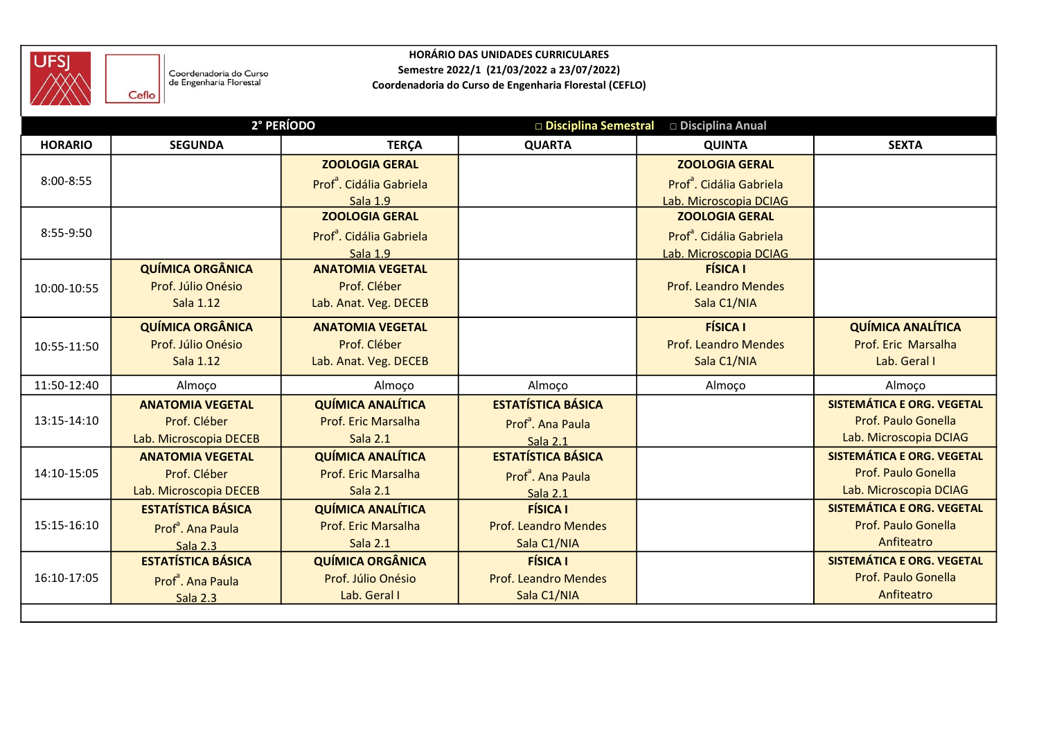**HORÁRIO DAS UNIDADES CURRICULARES**
**Semestre 2022/1 (21/03/2022 a 23/07/2022)**
**Coordenadoria do Curso de Engenharia Florestal (CEFLO)**

UFSJ — Coordenadoria do Curso de Engenharia Florestal — Ceflo

**2° PERÍODO** — □ Disciplina Semestral □ Disciplina Anual

| HORARIO | SEGUNDA | TERÇA | QUARTA | QUINTA | SEXTA |
|---|---|---|---|---|---|
| 8:00-8:55 | | **ZOOLOGIA GERAL** Prof[a]. Cidália Gabriela Sala 1.9 | | **ZOOLOGIA GERAL** Prof[a]. Cidália Gabriela Lab. Microscopia DCIAG | |
| 8:55-9:50 | | **ZOOLOGIA GERAL** Prof[a]. Cidália Gabriela Sala 1.9 | | **ZOOLOGIA GERAL** Prof[a]. Cidália Gabriela Lab. Microscopia DCIAG | |
| 10:00-10:55 | **QUÍMICA ORGÂNICA** Prof. Júlio Onésio Sala 1.12 | **ANATOMIA VEGETAL** Prof. Cléber Lab. Anat. Veg. DECEB | | **FÍSICA I** Prof. Leandro Mendes Sala C1/NIA | |
| 10:55-11:50 | **QUÍMICA ORGÂNICA** Prof. Júlio Onésio Sala 1.12 | **ANATOMIA VEGETAL** Prof. Cléber Lab. Anat. Veg. DECEB | | **FÍSICA I** Prof. Leandro Mendes Sala C1/NIA | **QUÍMICA ANALÍTICA** Prof. Eric Marsalha Lab. Geral I |
| 11:50-12:40 | Almoço | Almoço | Almoço | Almoço | Almoço |
| 13:15-14:10 | **ANATOMIA VEGETAL** Prof. Cléber Lab. Microscopia DECEB | **QUÍMICA ANALÍTICA** Prof. Eric Marsalha Sala 2.1 | **ESTATÍSTICA BÁSICA** Prof[a]. Ana Paula Sala 2.1 | | **SISTEMÁTICA E ORG. VEGETAL** Prof. Paulo Gonella Lab. Microscopia DCIAG |
| 14:10-15:05 | **ANATOMIA VEGETAL** Prof. Cléber Lab. Microscopia DECEB | **QUÍMICA ANALÍTICA** Prof. Eric Marsalha Sala 2.1 | **ESTATÍSTICA BÁSICA** Prof[a]. Ana Paula Sala 2.1 | | **SISTEMÁTICA E ORG. VEGETAL** Prof. Paulo Gonella Lab. Microscopia DCIAG |
| 15:15-16:10 | **ESTATÍSTICA BÁSICA** Prof[a]. Ana Paula Sala 2.3 | **QUÍMICA ANALÍTICA** Prof. Eric Marsalha Sala 2.1 | **FÍSICA I** Prof. Leandro Mendes Sala C1/NIA | | **SISTEMÁTICA E ORG. VEGETAL** Prof. Paulo Gonella Anfiteatro |
| 16:10-17:05 | **ESTATÍSTICA BÁSICA** Prof[a]. Ana Paula Sala 2.3 | **QUÍMICA ORGÂNICA** Prof. Júlio Onésio Lab. Geral I | **FÍSICA I** Prof. Leandro Mendes Sala C1/NIA | | **SISTEMÁTICA E ORG. VEGETAL** Prof. Paulo Gonella Anfiteatro |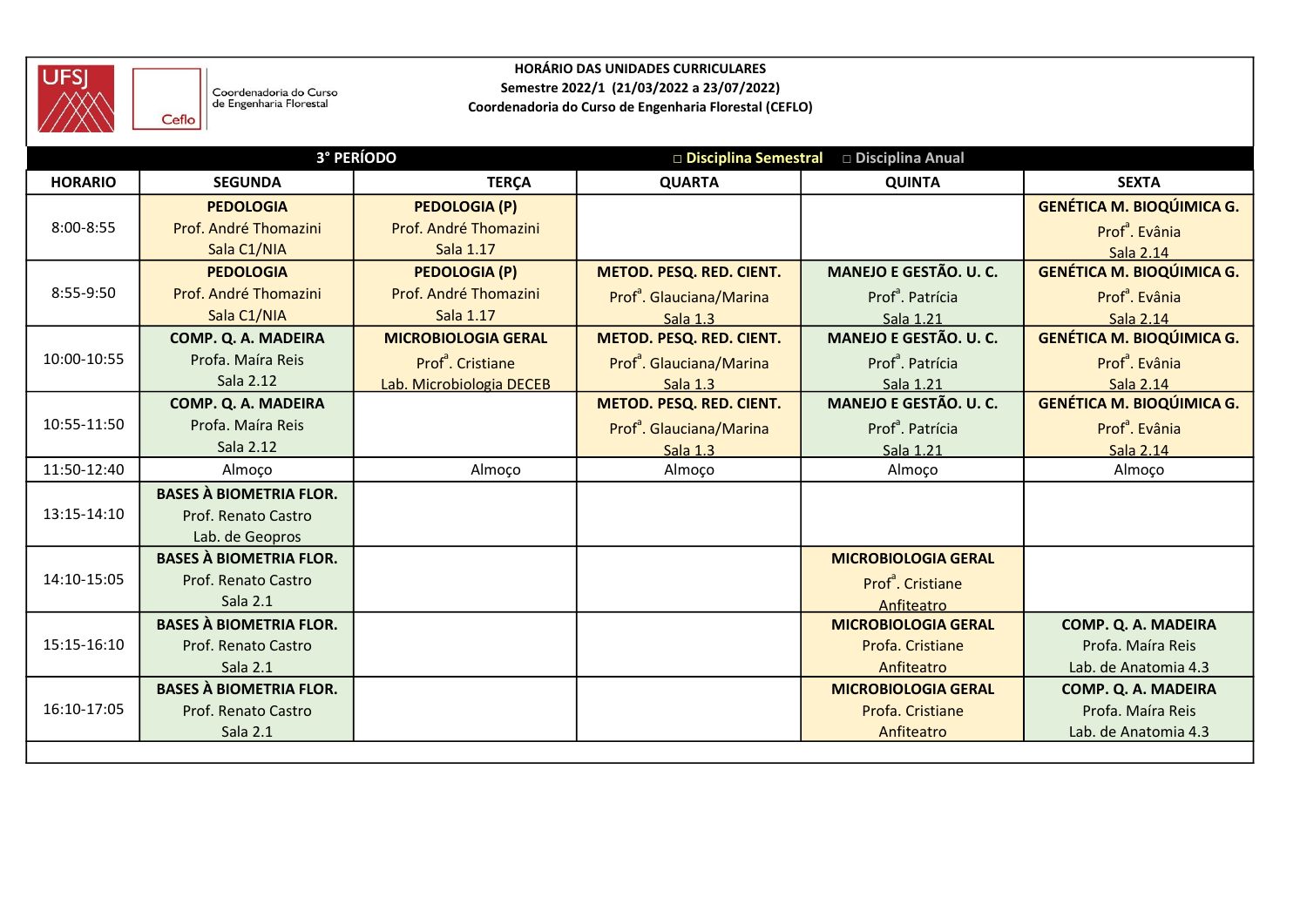UFSJ — Coordenadoria do Curso de Engenharia Florestal — Ceflo

**HORÁRIO DAS UNIDADES CURRICULARES**
**Semestre 2022/1 (21/03/2022 a 23/07/2022)**
**Coordenadoria do Curso de Engenharia Florestal (CEFLO)**

**3° PERÍODO** — □ Disciplina Semestral □ Disciplina Anual

| HORARIO | SEGUNDA | TERÇA | QUARTA | QUINTA | SEXTA |
|---|---|---|---|---|---|
| 8:00-8:55 | **PEDOLOGIA** Prof. André Thomazini Sala C1/NIA | **PEDOLOGIA (P)** Prof. André Thomazini Sala 1.17 | | | **GENÉTICA M. BIOQÚIMICA G.** Prof[a]. Evânia Sala 2.14 |
| 8:55-9:50 | **PEDOLOGIA** Prof. André Thomazini Sala C1/NIA | **PEDOLOGIA (P)** Prof. André Thomazini Sala 1.17 | **METOD. PESQ. RED. CIENT.** Prof[a]. Glauciana/Marina Sala 1.3 | **MANEJO E GESTÃO. U. C.** Prof[a]. Patrícia Sala 1.21 | **GENÉTICA M. BIOQÚIMICA G.** Prof[a]. Evânia Sala 2.14 |
| 10:00-10:55 | **COMP. Q. A. MADEIRA** Profa. Maíra Reis Sala 2.12 | **MICROBIOLOGIA GERAL** Prof[a]. Cristiane Lab. Microbiologia DECEB | **METOD. PESQ. RED. CIENT.** Prof[a]. Glauciana/Marina Sala 1.3 | **MANEJO E GESTÃO. U. C.** Prof[a]. Patrícia Sala 1.21 | **GENÉTICA M. BIOQÚIMICA G.** Prof[a]. Evânia Sala 2.14 |
| 10:55-11:50 | **COMP. Q. A. MADEIRA** Profa. Maíra Reis Sala 2.12 | | **METOD. PESQ. RED. CIENT.** Prof[a]. Glauciana/Marina Sala 1.3 | **MANEJO E GESTÃO. U. C.** Prof[a]. Patrícia Sala 1.21 | **GENÉTICA M. BIOQÚIMICA G.** Prof[a]. Evânia Sala 2.14 |
| 11:50-12:40 | Almoço | Almoço | Almoço | Almoço | Almoço |
| 13:15-14:10 | **BASES À BIOMETRIA FLOR.** Prof. Renato Castro Lab. de Geopros | | | | |
| 14:10-15:05 | **BASES À BIOMETRIA FLOR.** Prof. Renato Castro Sala 2.1 | | | **MICROBIOLOGIA GERAL** Prof[a]. Cristiane Anfiteatro | |
| 15:15-16:10 | **BASES À BIOMETRIA FLOR.** Prof. Renato Castro Sala 2.1 | | | **MICROBIOLOGIA GERAL** Profa. Cristiane Anfiteatro | **COMP. Q. A. MADEIRA** Profa. Maíra Reis Lab. de Anatomia 4.3 |
| 16:10-17:05 | **BASES À BIOMETRIA FLOR.** Prof. Renato Castro Sala 2.1 | | | **MICROBIOLOGIA GERAL** Profa. Cristiane Anfiteatro | **COMP. Q. A. MADEIRA** Profa. Maíra Reis Lab. de Anatomia 4.3 |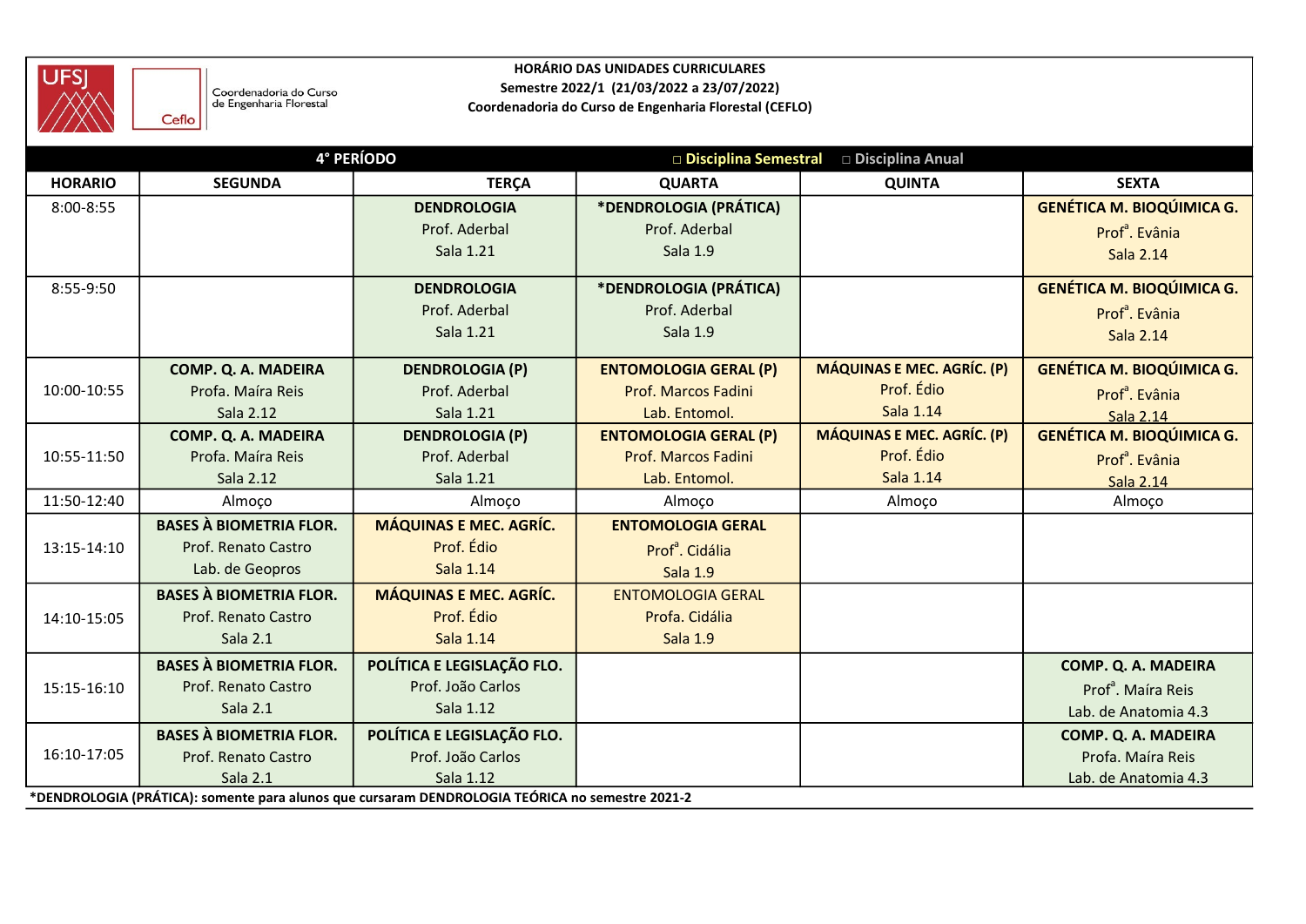**HORÁRIO DAS UNIDADES CURRICULARES**
**Semestre 2022/1 (21/03/2022 a 23/07/2022)**
**Coordenadoria do Curso de Engenharia Florestal (CEFLO)**

UFSJ — Ceflo — Coordenadoria do Curso de Engenharia Florestal

**4° PERÍODO** — □ Disciplina Semestral □ Disciplina Anual

| HORARIO | SEGUNDA | TERÇA | QUARTA | QUINTA | SEXTA |
|---|---|---|---|---|---|
| 8:00-8:55 | | **DENDROLOGIA** Prof. Aderbal Sala 1.21 | ***DENDROLOGIA (PRÁTICA)** Prof. Aderbal Sala 1.9 | | **GENÉTICA M. BIOQÚIMICA G.** Prof[a]. Evânia Sala 2.14 |
| 8:55-9:50 | | **DENDROLOGIA** Prof. Aderbal Sala 1.21 | ***DENDROLOGIA (PRÁTICA)** Prof. Aderbal Sala 1.9 | | **GENÉTICA M. BIOQÚIMICA G.** Prof[a]. Evânia Sala 2.14 |
| 10:00-10:55 | **COMP. Q. A. MADEIRA** Profa. Maíra Reis Sala 2.12 | **DENDROLOGIA (P)** Prof. Aderbal Sala 1.21 | **ENTOMOLOGIA GERAL (P)** Prof. Marcos Fadini Lab. Entomol. | **MÁQUINAS E MEC. AGRÍC. (P)** Prof. Édio Sala 1.14 | **GENÉTICA M. BIOQÚIMICA G.** Prof[a]. Evânia Sala 2.14 |
| 10:55-11:50 | **COMP. Q. A. MADEIRA** Profa. Maíra Reis Sala 2.12 | **DENDROLOGIA (P)** Prof. Aderbal Sala 1.21 | **ENTOMOLOGIA GERAL (P)** Prof. Marcos Fadini Lab. Entomol. | **MÁQUINAS E MEC. AGRÍC. (P)** Prof. Édio Sala 1.14 | **GENÉTICA M. BIOQÚIMICA G.** Prof[a]. Evânia Sala 2.14 |
| 11:50-12:40 | Almoço | Almoço | Almoço | Almoço | Almoço |
| 13:15-14:10 | **BASES À BIOMETRIA FLOR.** Prof. Renato Castro Lab. de Geopros | **MÁQUINAS E MEC. AGRÍC.** Prof. Édio Sala 1.14 | **ENTOMOLOGIA GERAL** Prof[a]. Cidália Sala 1.9 | | |
| 14:10-15:05 | **BASES À BIOMETRIA FLOR.** Prof. Renato Castro Sala 2.1 | **MÁQUINAS E MEC. AGRÍC.** Prof. Édio Sala 1.14 | ENTOMOLOGIA GERAL Profa. Cidália Sala 1.9 | | |
| 15:15-16:10 | **BASES À BIOMETRIA FLOR.** Prof. Renato Castro Sala 2.1 | **POLÍTICA E LEGISLAÇÃO FLO.** Prof. João Carlos Sala 1.12 | | | **COMP. Q. A. MADEIRA** Prof[a]. Maíra Reis Lab. de Anatomia 4.3 |
| 16:10-17:05 | **BASES À BIOMETRIA FLOR.** Prof. Renato Castro Sala 2.1 | **POLÍTICA E LEGISLAÇÃO FLO.** Prof. João Carlos Sala 1.12 | | | **COMP. Q. A. MADEIRA** Profa. Maíra Reis Lab. de Anatomia 4.3 |

***DENDROLOGIA (PRÁTICA): somente para alunos que cursaram DENDROLOGIA TEÓRICA no semestre 2021-2**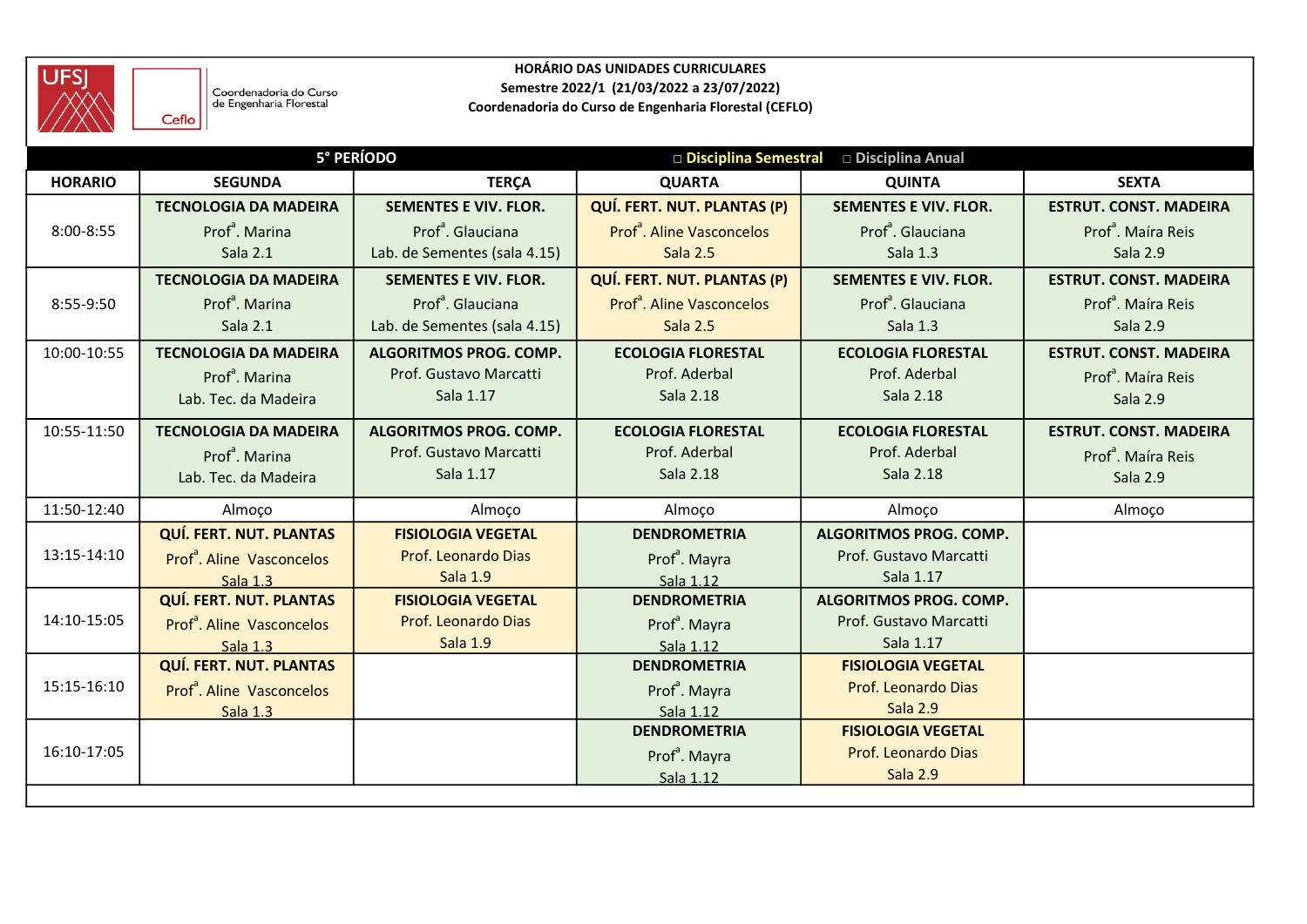**HORÁRIO DAS UNIDADES CURRICULARES**
**Semestre 2022/1 (21/03/2022 a 23/07/2022)**
**Coordenadoria do Curso de Engenharia Florestal (CEFLO)**

Coordenadoria do Curso de Engenharia Florestal

**5° PERÍODO** □ Disciplina Semestral □ Disciplina Anual

| HORARIO | SEGUNDA | TERÇA | QUARTA | QUINTA | SEXTA |
|---|---|---|---|---|---|
| 8:00-8:55 | **TECNOLOGIA DA MADEIRA** Prof[a]. Marina Sala 2.1 | **SEMENTES E VIV. FLOR.** Prof[a]. Glauciana Lab. de Sementes (sala 4.15) | **QUÍ. FERT. NUT. PLANTAS (P)** Prof[a]. Aline Vasconcelos Sala 2.5 | **SEMENTES E VIV. FLOR.** Prof[a]. Glauciana Sala 1.3 | **ESTRUT. CONST. MADEIRA** Prof[a]. Maíra Reis Sala 2.9 |
| 8:55-9:50 | **TECNOLOGIA DA MADEIRA** Prof[a]. Marina Sala 2.1 | **SEMENTES E VIV. FLOR.** Prof[a]. Glauciana Lab. de Sementes (sala 4.15) | **QUÍ. FERT. NUT. PLANTAS (P)** Prof[a]. Aline Vasconcelos Sala 2.5 | **SEMENTES E VIV. FLOR.** Prof[a]. Glauciana Sala 1.3 | **ESTRUT. CONST. MADEIRA** Prof[a]. Maíra Reis Sala 2.9 |
| 10:00-10:55 | **TECNOLOGIA DA MADEIRA** Prof[a]. Marina Lab. Tec. da Madeira | **ALGORITMOS PROG. COMP.** Prof. Gustavo Marcatti Sala 1.17 | **ECOLOGIA FLORESTAL** Prof. Aderbal Sala 2.18 | **ECOLOGIA FLORESTAL** Prof. Aderbal Sala 2.18 | **ESTRUT. CONST. MADEIRA** Prof[a]. Maíra Reis Sala 2.9 |
| 10:55-11:50 | **TECNOLOGIA DA MADEIRA** Prof[a]. Marina Lab. Tec. da Madeira | **ALGORITMOS PROG. COMP.** Prof. Gustavo Marcatti Sala 1.17 | **ECOLOGIA FLORESTAL** Prof. Aderbal Sala 2.18 | **ECOLOGIA FLORESTAL** Prof. Aderbal Sala 2.18 | **ESTRUT. CONST. MADEIRA** Prof[a]. Maíra Reis Sala 2.9 |
| 11:50-12:40 | Almoço | Almoço | Almoço | Almoço | Almoço |
| 13:15-14:10 | **QUÍ. FERT. NUT. PLANTAS** Prof[a]. Aline Vasconcelos Sala 1.3 | **FISIOLOGIA VEGETAL** Prof. Leonardo Dias Sala 1.9 | **DENDROMETRIA** Prof[a]. Mayra Sala 1.12 | **ALGORITMOS PROG. COMP.** Prof. Gustavo Marcatti Sala 1.17 | |
| 14:10-15:05 | **QUÍ. FERT. NUT. PLANTAS** Prof[a]. Aline Vasconcelos Sala 1.3 | **FISIOLOGIA VEGETAL** Prof. Leonardo Dias Sala 1.9 | **DENDROMETRIA** Prof[a]. Mayra Sala 1.12 | **ALGORITMOS PROG. COMP.** Prof. Gustavo Marcatti Sala 1.17 | |
| 15:15-16:10 | **QUÍ. FERT. NUT. PLANTAS** Prof[a]. Aline Vasconcelos Sala 1.3 | | **DENDROMETRIA** Prof[a]. Mayra Sala 1.12 | **FISIOLOGIA VEGETAL** Prof. Leonardo Dias Sala 2.9 | |
| 16:10-17:05 | | | **DENDROMETRIA** Prof[a]. Mayra Sala 1.12 | **FISIOLOGIA VEGETAL** Prof. Leonardo Dias Sala 2.9 | |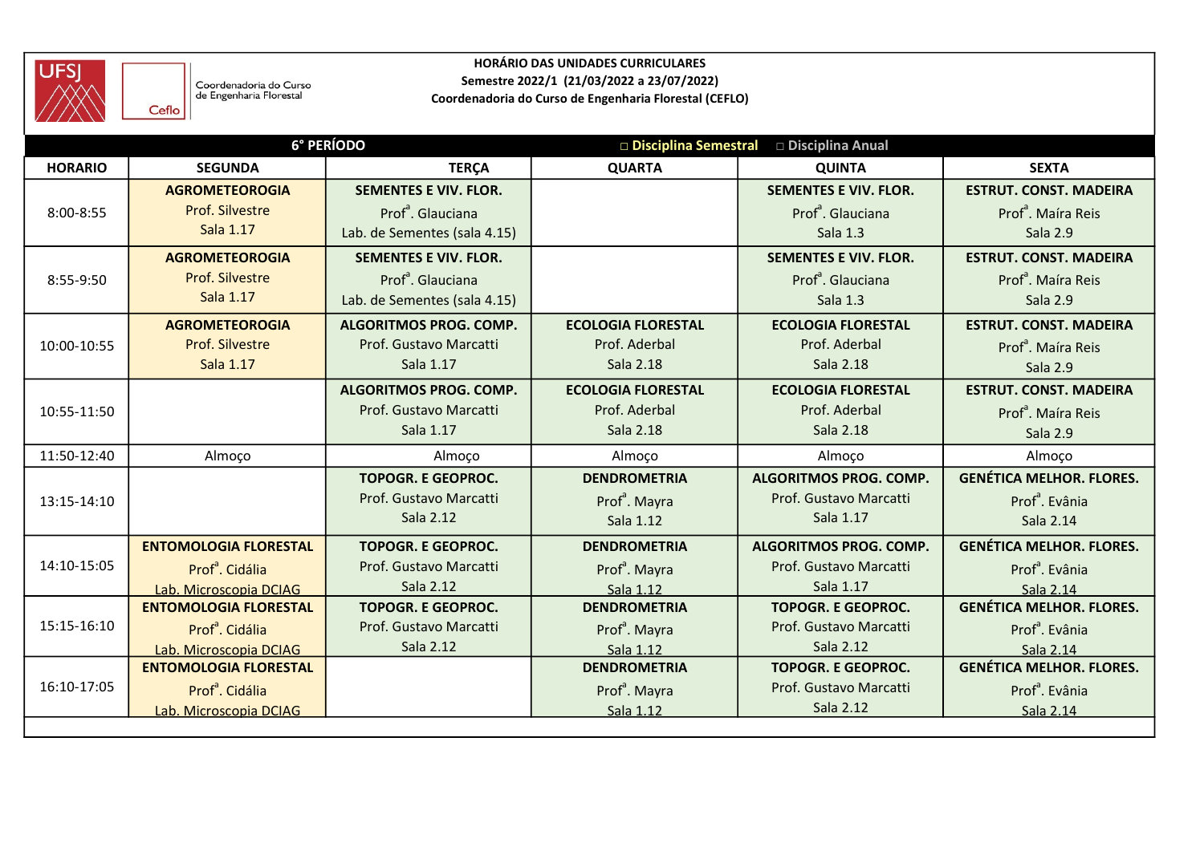**HORÁRIO DAS UNIDADES CURRICULARES**
**Semestre 2022/1 (21/03/2022 a 23/07/2022)**
**Coordenadoria do Curso de Engenharia Florestal (CEFLO)**

UFSJ — Ceflo — Coordenadoria do Curso de Engenharia Florestal

**6° PERÍODO** □ Disciplina Semestral □ Disciplina Anual

| HORARIO | SEGUNDA | TERÇA | QUARTA | QUINTA | SEXTA |
|---|---|---|---|---|---|
| 8:00-8:55 | **AGROMETEOROGIA** Prof. Silvestre Sala 1.17 | **SEMENTES E VIV. FLOR.** Prof[a]. Glauciana Lab. de Sementes (sala 4.15) | | **SEMENTES E VIV. FLOR.** Prof[a]. Glauciana Sala 1.3 | **ESTRUT. CONST. MADEIRA** Prof[a]. Maíra Reis Sala 2.9 |
| 8:55-9:50 | **AGROMETEOROGIA** Prof. Silvestre Sala 1.17 | **SEMENTES E VIV. FLOR.** Prof[a]. Glauciana Lab. de Sementes (sala 4.15) | | **SEMENTES E VIV. FLOR.** Prof[a]. Glauciana Sala 1.3 | **ESTRUT. CONST. MADEIRA** Prof[a]. Maíra Reis Sala 2.9 |
| 10:00-10:55 | **AGROMETEOROGIA** Prof. Silvestre Sala 1.17 | **ALGORITMOS PROG. COMP.** Prof. Gustavo Marcatti Sala 1.17 | **ECOLOGIA FLORESTAL** Prof. Aderbal Sala 2.18 | **ECOLOGIA FLORESTAL** Prof. Aderbal Sala 2.18 | **ESTRUT. CONST. MADEIRA** Prof[a]. Maíra Reis Sala 2.9 |
| 10:55-11:50 | | **ALGORITMOS PROG. COMP.** Prof. Gustavo Marcatti Sala 1.17 | **ECOLOGIA FLORESTAL** Prof. Aderbal Sala 2.18 | **ECOLOGIA FLORESTAL** Prof. Aderbal Sala 2.18 | **ESTRUT. CONST. MADEIRA** Prof[a]. Maíra Reis Sala 2.9 |
| 11:50-12:40 | Almoço | Almoço | Almoço | Almoço | Almoço |
| 13:15-14:10 | | **TOPOGR. E GEOPROC.** Prof. Gustavo Marcatti Sala 2.12 | **DENDROMETRIA** Prof[a]. Mayra Sala 1.12 | **ALGORITMOS PROG. COMP.** Prof. Gustavo Marcatti Sala 1.17 | **GENÉTICA MELHOR. FLORES.** Prof[a]. Evânia Sala 2.14 |
| 14:10-15:05 | **ENTOMOLOGIA FLORESTAL** Prof[a]. Cidália Lab. Microscopia DCIAG | **TOPOGR. E GEOPROC.** Prof. Gustavo Marcatti Sala 2.12 | **DENDROMETRIA** Prof[a]. Mayra Sala 1.12 | **ALGORITMOS PROG. COMP.** Prof. Gustavo Marcatti Sala 1.17 | **GENÉTICA MELHOR. FLORES.** Prof[a]. Evânia Sala 2.14 |
| 15:15-16:10 | **ENTOMOLOGIA FLORESTAL** Prof[a]. Cidália Lab. Microscopia DCIAG | **TOPOGR. E GEOPROC.** Prof. Gustavo Marcatti Sala 2.12 | **DENDROMETRIA** Prof[a]. Mayra Sala 1.12 | **TOPOGR. E GEOPROC.** Prof. Gustavo Marcatti Sala 2.12 | **GENÉTICA MELHOR. FLORES.** Prof[a]. Evânia Sala 2.14 |
| 16:10-17:05 | **ENTOMOLOGIA FLORESTAL** Prof[a]. Cidália Lab. Microscopia DCIAG | | **DENDROMETRIA** Prof[a]. Mayra Sala 1.12 | **TOPOGR. E GEOPROC.** Prof. Gustavo Marcatti Sala 2.12 | **GENÉTICA MELHOR. FLORES.** Prof[a]. Evânia Sala 2.14 |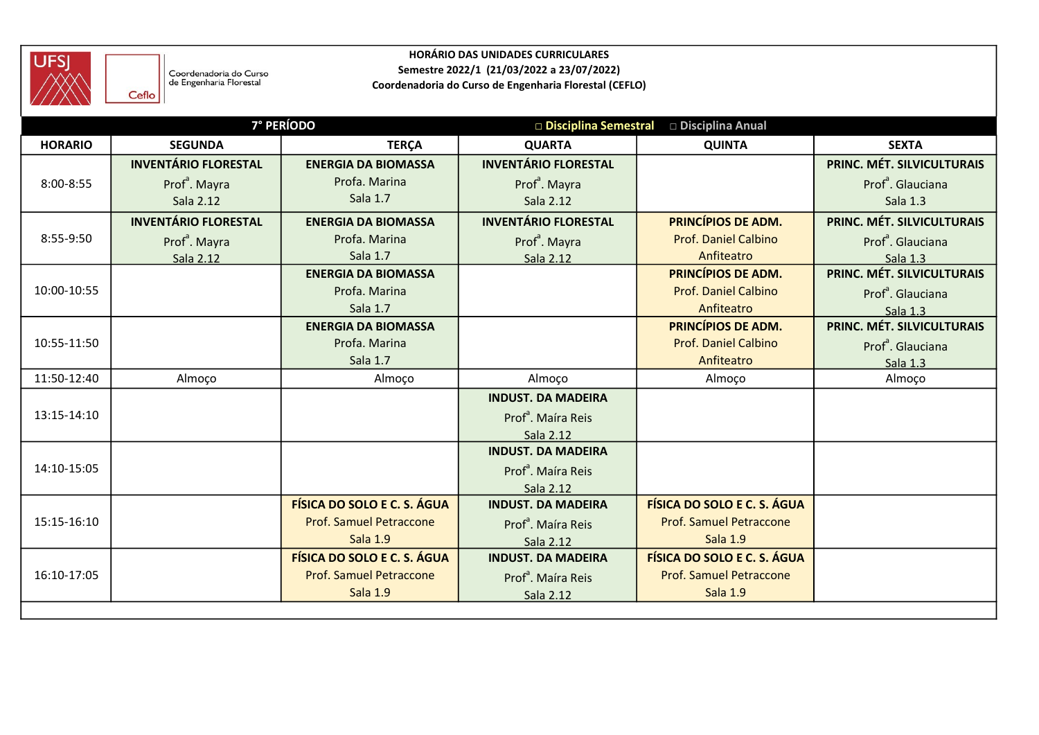**HORÁRIO DAS UNIDADES CURRICULARES**
**Semestre 2022/1 (21/03/2022 a 23/07/2022)**
**Coordenadoria do Curso de Engenharia Florestal (CEFLO)**

UFSJ — Ceflo — Coordenadoria do Curso de Engenharia Florestal

**7° PERÍODO** □ Disciplina Semestral □ Disciplina Anual

| HORARIO | SEGUNDA | TERÇA | QUARTA | QUINTA | SEXTA |
|---|---|---|---|---|---|
| 8:00-8:55 | **INVENTÁRIO FLORESTAL** Prof[a]. Mayra Sala 2.12 | **ENERGIA DA BIOMASSA** Profa. Marina Sala 1.7 | **INVENTÁRIO FLORESTAL** Prof[a]. Mayra Sala 2.12 | | **PRINC. MÉT. SILVICULTURAIS** Prof[a]. Glauciana Sala 1.3 |
| 8:55-9:50 | **INVENTÁRIO FLORESTAL** Prof[a]. Mayra Sala 2.12 | **ENERGIA DA BIOMASSA** Profa. Marina Sala 1.7 | **INVENTÁRIO FLORESTAL** Prof[a]. Mayra Sala 2.12 | **PRINCÍPIOS DE ADM.** Prof. Daniel Calbino Anfiteatro | **PRINC. MÉT. SILVICULTURAIS** Prof[a]. Glauciana Sala 1.3 |
| 10:00-10:55 | | **ENERGIA DA BIOMASSA** Profa. Marina Sala 1.7 | | **PRINCÍPIOS DE ADM.** Prof. Daniel Calbino Anfiteatro | **PRINC. MÉT. SILVICULTURAIS** Prof[a]. Glauciana Sala 1.3 |
| 10:55-11:50 | | **ENERGIA DA BIOMASSA** Profa. Marina Sala 1.7 | | **PRINCÍPIOS DE ADM.** Prof. Daniel Calbino Anfiteatro | **PRINC. MÉT. SILVICULTURAIS** Prof[a]. Glauciana Sala 1.3 |
| 11:50-12:40 | Almoço | Almoço | Almoço | Almoço | Almoço |
| 13:15-14:10 | | | **INDUST. DA MADEIRA** Prof[a]. Maíra Reis Sala 2.12 | | |
| 14:10-15:05 | | | **INDUST. DA MADEIRA** Prof[a]. Maíra Reis Sala 2.12 | | |
| 15:15-16:10 | | **FÍSICA DO SOLO E C. S. ÁGUA** Prof. Samuel Petraccone Sala 1.9 | **INDUST. DA MADEIRA** Prof[a]. Maíra Reis Sala 2.12 | **FÍSICA DO SOLO E C. S. ÁGUA** Prof. Samuel Petraccone Sala 1.9 | |
| 16:10-17:05 | | **FÍSICA DO SOLO E C. S. ÁGUA** Prof. Samuel Petraccone Sala 1.9 | **INDUST. DA MADEIRA** Prof[a]. Maíra Reis Sala 2.12 | **FÍSICA DO SOLO E C. S. ÁGUA** Prof. Samuel Petraccone Sala 1.9 | |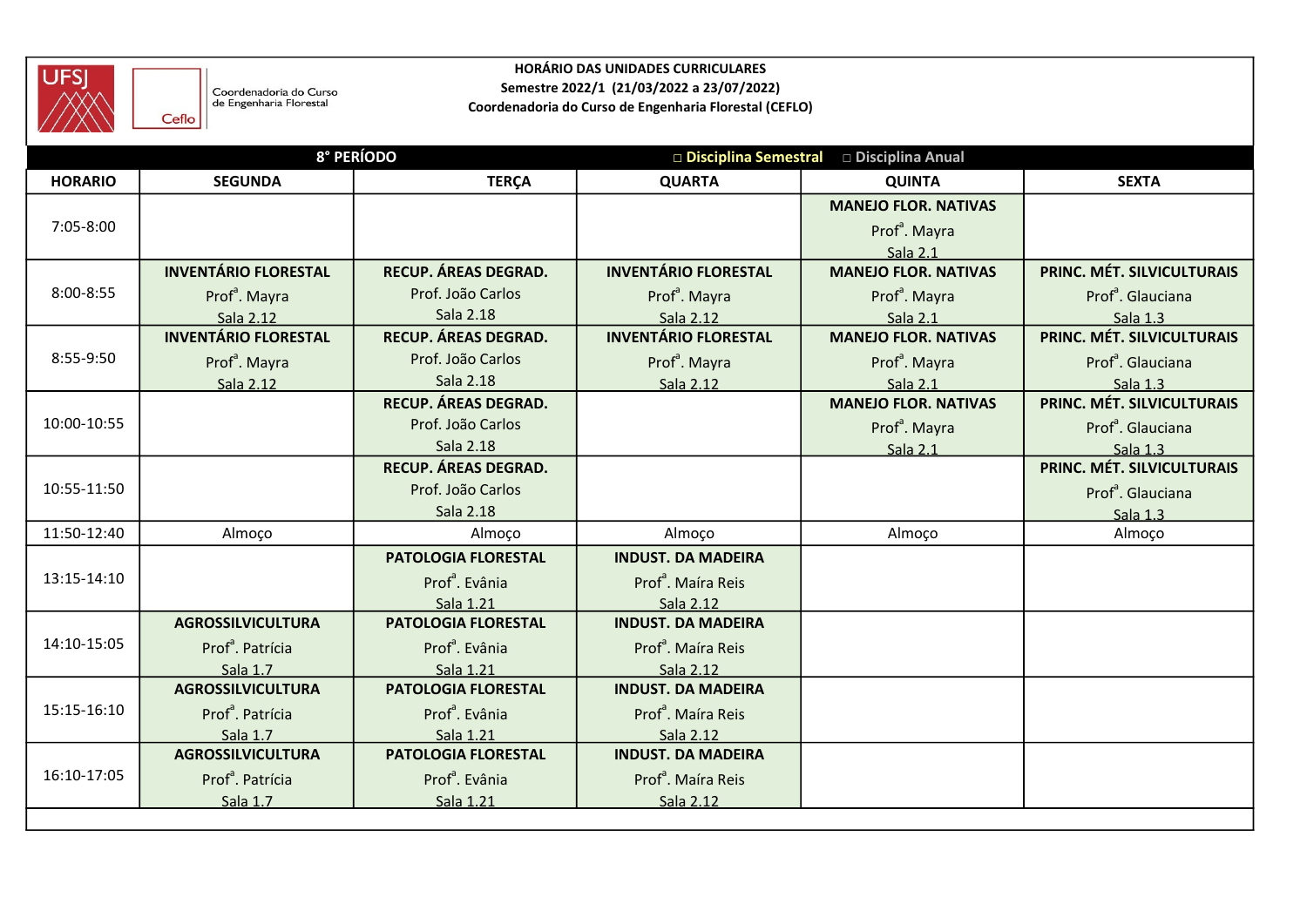**HORÁRIO DAS UNIDADES CURRICULARES**
**Semestre 2022/1 (21/03/2022 a 23/07/2022)**
**Coordenadoria do Curso de Engenharia Florestal (CEFLO)**

Coordenadoria do Curso de Engenharia Florestal

**8° PERÍODO** □ Disciplina Semestral □ Disciplina Anual

| HORARIO | SEGUNDA | TERÇA | QUARTA | QUINTA | SEXTA |
|---|---|---|---|---|---|
| 7:05-8:00 | | | | **MANEJO FLOR. NATIVAS** Prof[a]. Mayra Sala 2.1 | |
| 8:00-8:55 | **INVENTÁRIO FLORESTAL** Prof[a]. Mayra Sala 2.12 | **RECUP. ÁREAS DEGRAD.** Prof. João Carlos Sala 2.18 | **INVENTÁRIO FLORESTAL** Prof[a]. Mayra Sala 2.12 | **MANEJO FLOR. NATIVAS** Prof[a]. Mayra Sala 2.1 | **PRINC. MÉT. SILVICULTURAIS** Prof[a]. Glauciana Sala 1.3 |
| 8:55-9:50 | **INVENTÁRIO FLORESTAL** Prof[a]. Mayra Sala 2.12 | **RECUP. ÁREAS DEGRAD.** Prof. João Carlos Sala 2.18 | **INVENTÁRIO FLORESTAL** Prof[a]. Mayra Sala 2.12 | **MANEJO FLOR. NATIVAS** Prof[a]. Mayra Sala 2.1 | **PRINC. MÉT. SILVICULTURAIS** Prof[a]. Glauciana Sala 1.3 |
| 10:00-10:55 | | **RECUP. ÁREAS DEGRAD.** Prof. João Carlos Sala 2.18 | | **MANEJO FLOR. NATIVAS** Prof[a]. Mayra Sala 2.1 | **PRINC. MÉT. SILVICULTURAIS** Prof[a]. Glauciana Sala 1.3 |
| 10:55-11:50 | | **RECUP. ÁREAS DEGRAD.** Prof. João Carlos Sala 2.18 | | | **PRINC. MÉT. SILVICULTURAIS** Prof[a]. Glauciana Sala 1.3 |
| 11:50-12:40 | Almoço | Almoço | Almoço | Almoço | Almoço |
| 13:15-14:10 | | **PATOLOGIA FLORESTAL** Prof[a]. Evânia Sala 1.21 | **INDUST. DA MADEIRA** Prof[a]. Maíra Reis Sala 2.12 | | |
| 14:10-15:05 | **AGROSSILVICULTURA** Prof[a]. Patrícia Sala 1.7 | **PATOLOGIA FLORESTAL** Prof[a]. Evânia Sala 1.21 | **INDUST. DA MADEIRA** Prof[a]. Maíra Reis Sala 2.12 | | |
| 15:15-16:10 | **AGROSSILVICULTURA** Prof[a]. Patrícia Sala 1.7 | **PATOLOGIA FLORESTAL** Prof[a]. Evânia Sala 1.21 | **INDUST. DA MADEIRA** Prof[a]. Maíra Reis Sala 2.12 | | |
| 16:10-17:05 | **AGROSSILVICULTURA** Prof[a]. Patrícia Sala 1.7 | **PATOLOGIA FLORESTAL** Prof[a]. Evânia Sala 1.21 | **INDUST. DA MADEIRA** Prof[a]. Maíra Reis Sala 2.12 | | |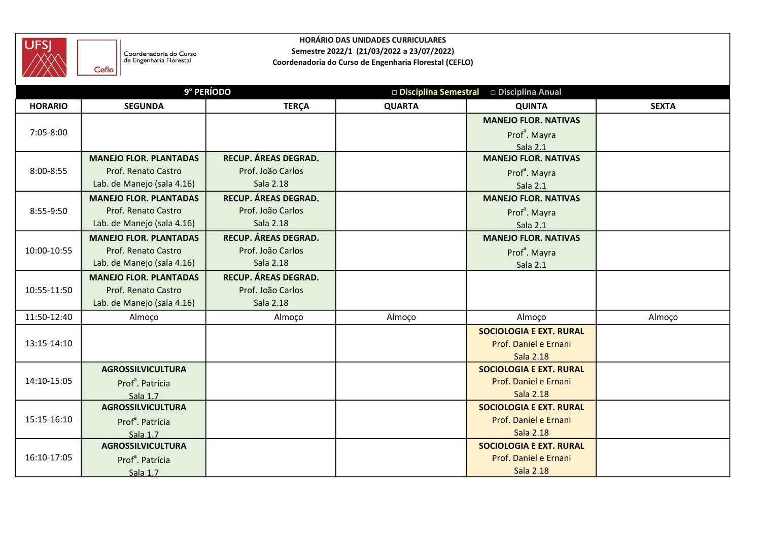UFSJ

Coordenadoria do Curso de Engenharia Florestal

Ceflo

**HORÁRIO DAS UNIDADES CURRICULARES**
**Semestre 2022/1 (21/03/2022 a 23/07/2022)**
**Coordenadoria do Curso de Engenharia Florestal (CEFLO)**

**9° PERÍODO** □ Disciplina Semestral □ Disciplina Anual

| HORARIO | SEGUNDA | TERÇA | QUARTA | QUINTA | SEXTA |
|---|---|---|---|---|---|
| 7:05-8:00 | | | | **MANEJO FLOR. NATIVAS** Prof[a]. Mayra Sala 2.1 | |
| 8:00-8:55 | **MANEJO FLOR. PLANTADAS** Prof. Renato Castro Lab. de Manejo (sala 4.16) | **RECUP. ÁREAS DEGRAD.** Prof. João Carlos Sala 2.18 | | **MANEJO FLOR. NATIVAS** Prof[a]. Mayra Sala 2.1 | |
| 8:55-9:50 | **MANEJO FLOR. PLANTADAS** Prof. Renato Castro Lab. de Manejo (sala 4.16) | **RECUP. ÁREAS DEGRAD.** Prof. João Carlos Sala 2.18 | | **MANEJO FLOR. NATIVAS** Prof[a]. Mayra Sala 2.1 | |
| 10:00-10:55 | **MANEJO FLOR. PLANTADAS** Prof. Renato Castro Lab. de Manejo (sala 4.16) | **RECUP. ÁREAS DEGRAD.** Prof. João Carlos Sala 2.18 | | **MANEJO FLOR. NATIVAS** Prof[a]. Mayra Sala 2.1 | |
| 10:55-11:50 | **MANEJO FLOR. PLANTADAS** Prof. Renato Castro Lab. de Manejo (sala 4.16) | **RECUP. ÁREAS DEGRAD.** Prof. João Carlos Sala 2.18 | | | |
| 11:50-12:40 | Almoço | Almoço | Almoço | Almoço | Almoço |
| 13:15-14:10 | | | | **SOCIOLOGIA E EXT. RURAL** Prof. Daniel e Ernani Sala 2.18 | |
| 14:10-15:05 | **AGROSSILVICULTURA** Prof[a]. Patrícia Sala 1.7 | | | **SOCIOLOGIA E EXT. RURAL** Prof. Daniel e Ernani Sala 2.18 | |
| 15:15-16:10 | **AGROSSILVICULTURA** Prof[a]. Patrícia Sala 1.7 | | | **SOCIOLOGIA E EXT. RURAL** Prof. Daniel e Ernani Sala 2.18 | |
| 16:10-17:05 | **AGROSSILVICULTURA** Prof[a]. Patrícia Sala 1.7 | | | **SOCIOLOGIA E EXT. RURAL** Prof. Daniel e Ernani Sala 2.18 | |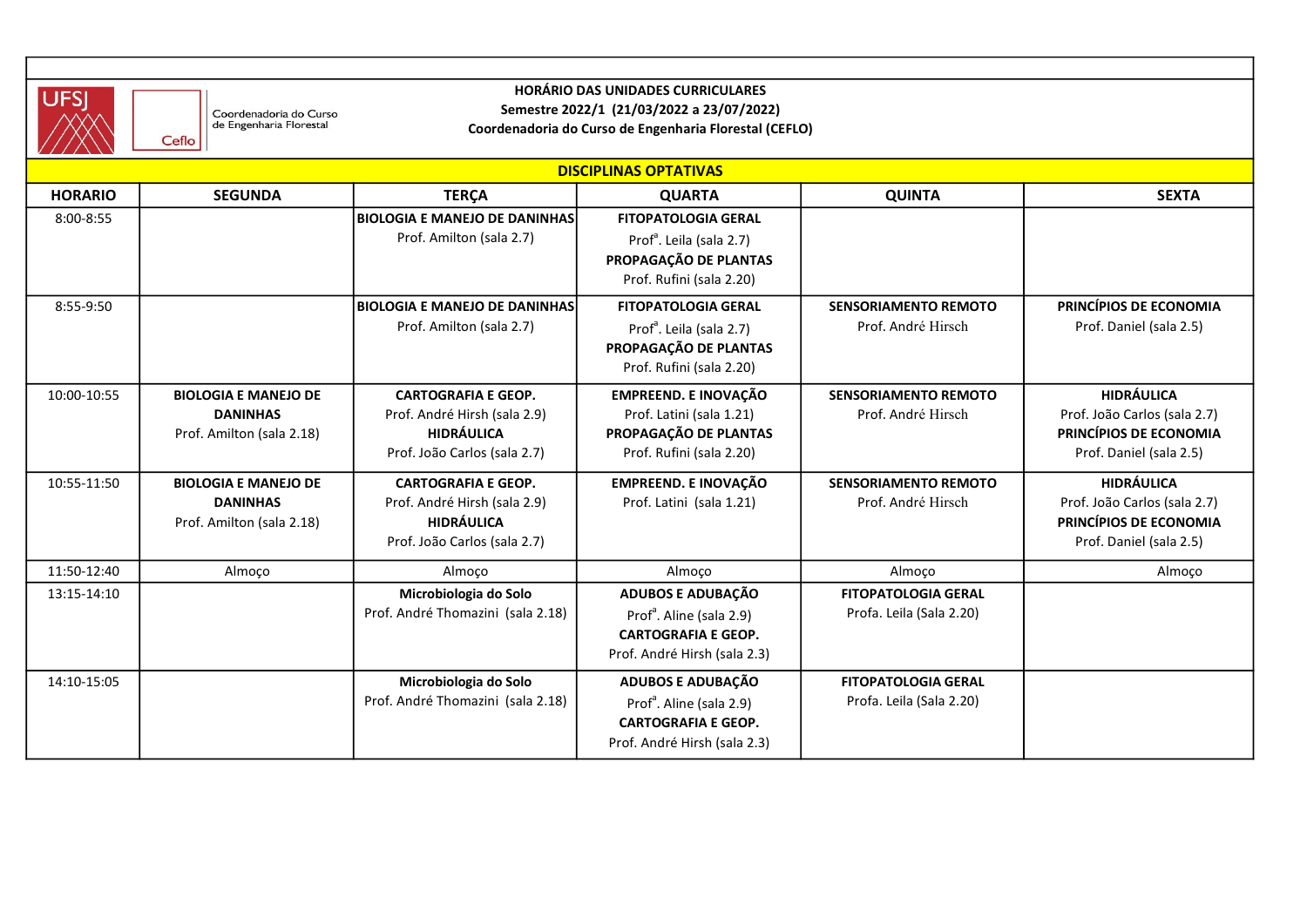UFSJ

Coordenadoria do Curso de Engenharia Florestal

Ceflo

**HORÁRIO DAS UNIDADES CURRICULARES**
**Semestre 2022/1 (21/03/2022 a 23/07/2022)**
**Coordenadoria do Curso de Engenharia Florestal (CEFLO)**

**DISCIPLINAS OPTATIVAS**

| HORARIO | SEGUNDA | TERÇA | QUARTA | QUINTA | SEXTA |
|---|---|---|---|---|---|
| 8:00-8:55 | | **BIOLOGIA E MANEJO DE DANINHAS** Prof. Amilton (sala 2.7) | **FITOPATOLOGIA GERAL** Prof[a]. Leila (sala 2.7) **PROPAGAÇÃO DE PLANTAS** Prof. Rufini (sala 2.20) | | |
| 8:55-9:50 | | **BIOLOGIA E MANEJO DE DANINHAS** Prof. Amilton (sala 2.7) | **FITOPATOLOGIA GERAL** Prof[a]. Leila (sala 2.7) **PROPAGAÇÃO DE PLANTAS** Prof. Rufini (sala 2.20) | **SENSORIAMENTO REMOTO** Prof. André Hirsch | **PRINCÍPIOS DE ECONOMIA** Prof. Daniel (sala 2.5) |
| 10:00-10:55 | **BIOLOGIA E MANEJO DE DANINHAS** Prof. Amilton (sala 2.18) | **CARTOGRAFIA E GEOP.** Prof. André Hirsh (sala 2.9) **HIDRÁULICA** Prof. João Carlos (sala 2.7) | **EMPREEND. E INOVAÇÃO** Prof. Latini (sala 1.21) **PROPAGAÇÃO DE PLANTAS** Prof. Rufini (sala 2.20) | **SENSORIAMENTO REMOTO** Prof. André Hirsch | **HIDRÁULICA** Prof. João Carlos (sala 2.7) **PRINCÍPIOS DE ECONOMIA** Prof. Daniel (sala 2.5) |
| 10:55-11:50 | **BIOLOGIA E MANEJO DE DANINHAS** Prof. Amilton (sala 2.18) | **CARTOGRAFIA E GEOP.** Prof. André Hirsh (sala 2.9) **HIDRÁULICA** Prof. João Carlos (sala 2.7) | **EMPREEND. E INOVAÇÃO** Prof. Latini (sala 1.21) | **SENSORIAMENTO REMOTO** Prof. André Hirsch | **HIDRÁULICA** Prof. João Carlos (sala 2.7) **PRINCÍPIOS DE ECONOMIA** Prof. Daniel (sala 2.5) |
| 11:50-12:40 | Almoço | Almoço | Almoço | Almoço | Almoço |
| 13:15-14:10 | | **Microbiologia do Solo** Prof. André Thomazini (sala 2.18) | **ADUBOS E ADUBAÇÃO** Prof[a]. Aline (sala 2.9) **CARTOGRAFIA E GEOP.** Prof. André Hirsh (sala 2.3) | **FITOPATOLOGIA GERAL** Profa. Leila (Sala 2.20) | |
| 14:10-15:05 | | **Microbiologia do Solo** Prof. André Thomazini (sala 2.18) | **ADUBOS E ADUBAÇÃO** Prof[a]. Aline (sala 2.9) **CARTOGRAFIA E GEOP.** Prof. André Hirsh (sala 2.3) | **FITOPATOLOGIA GERAL** Profa. Leila (Sala 2.20) | |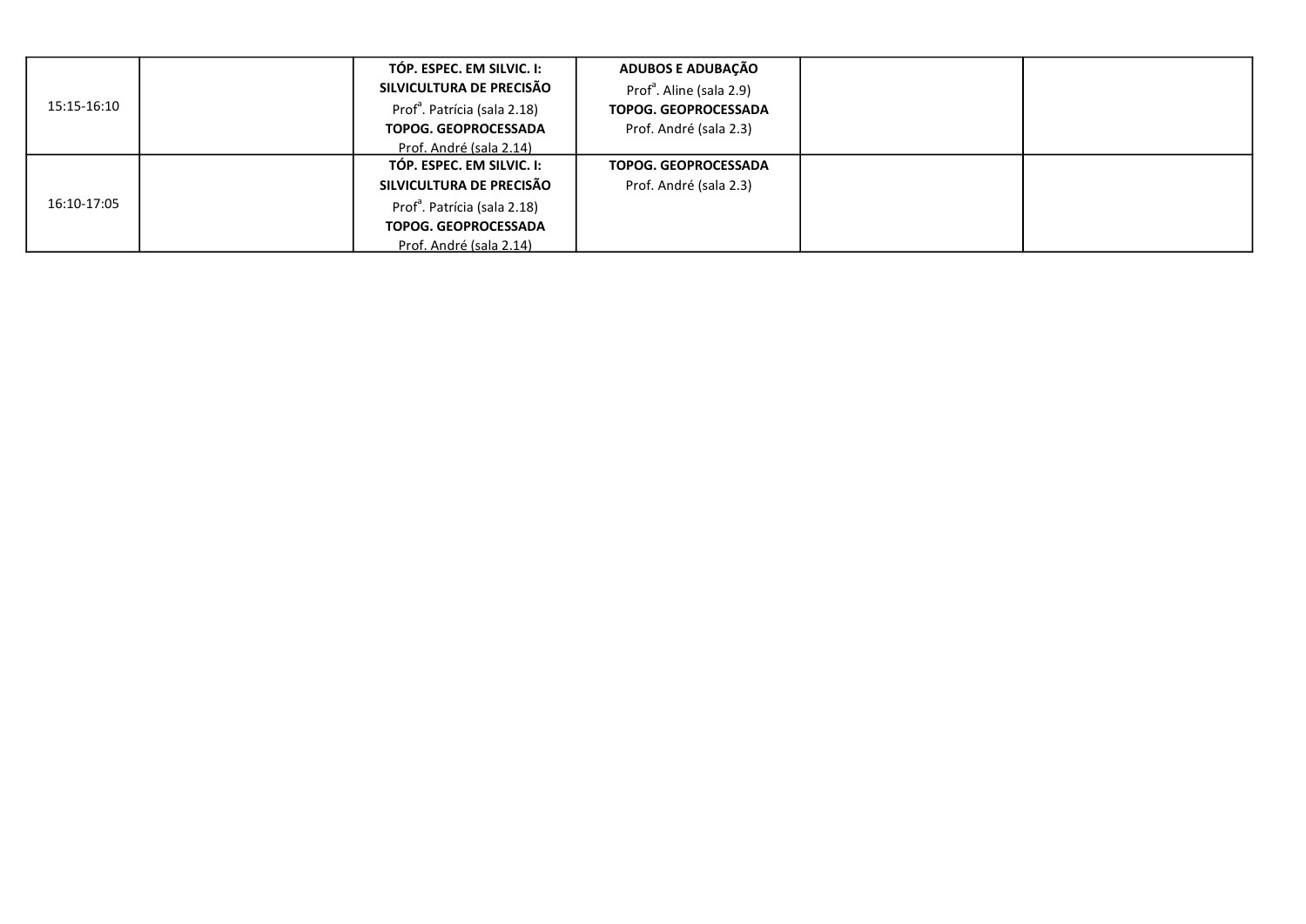| | | | | | |
|---|---|---|---|---|---|
| 15:15-16:10 | | **TÓP. ESPEC. EM SILVIC. I: SILVICULTURA DE PRECISÃO** Prof[a]. Patrícia (sala 2.18) **TOPOG. GEOPROCESSADA** Prof. André (sala 2.14) | **ADUBOS E ADUBAÇÃO** Prof[a]. Aline (sala 2.9) **TOPOG. GEOPROCESSADA** Prof. André (sala 2.3) | | |
| 16:10-17:05 | | **TÓP. ESPEC. EM SILVIC. I: SILVICULTURA DE PRECISÃO** Prof[a]. Patrícia (sala 2.18) **TOPOG. GEOPROCESSADA** Prof. André (sala 2.14) | **TOPOG. GEOPROCESSADA** Prof. André (sala 2.3) | | |